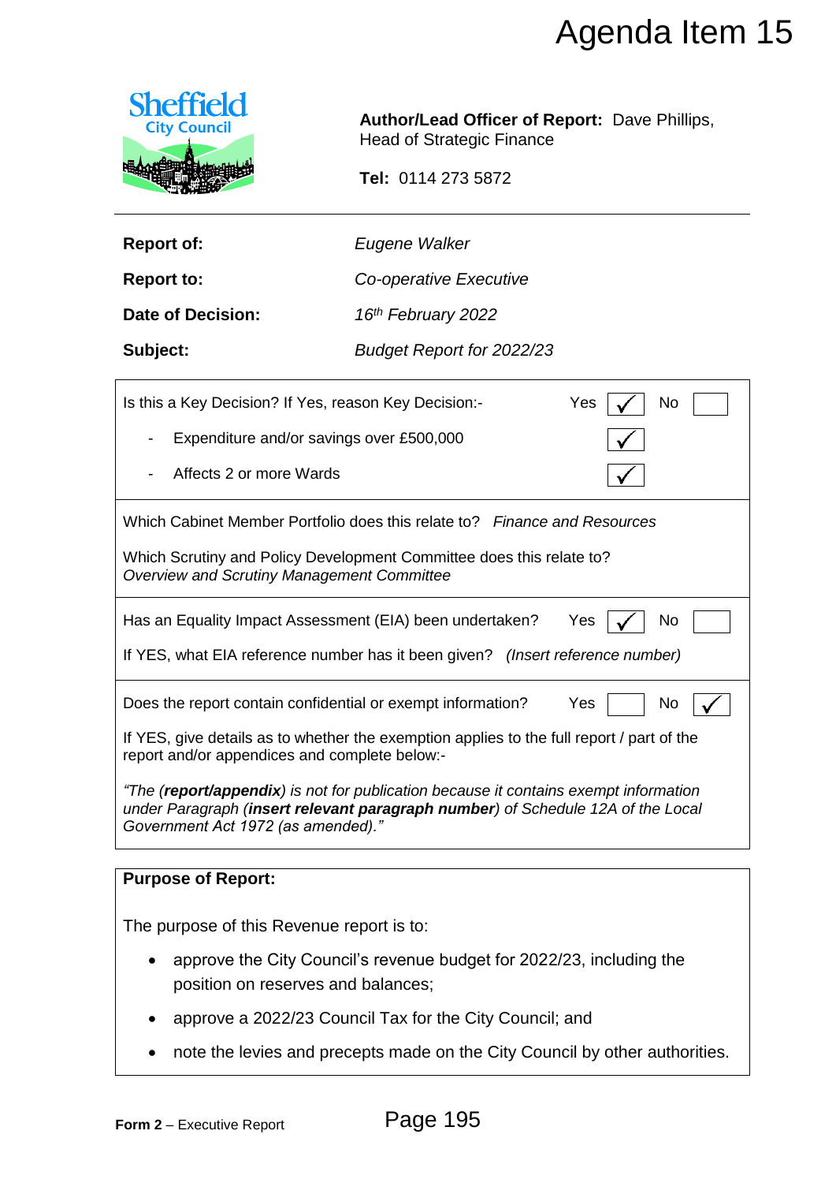# Agenda Item 15

Sheffield City Council

**Author/Lead Officer of Report:** Dave Phillips, Head of Strategic Finance

**Tel:** 0114 273 5872

| | |
|---|---|
| **Report of:** | *Eugene Walker* |
| **Report to:** | *Co-operative Executive* |
| **Date of Decision:** | *16th February 2022* |
| **Subject:** | *Budget Report for 2022/23* |

| | |
|---|---|
| Is this a Key Decision? If Yes, reason Key Decision:- | Yes ✓ No ☐ |
| - Expenditure and/or savings over £500,000 | ✓ |
| - Affects 2 or more Wards | ✓ |

Which Cabinet Member Portfolio does this relate to? *Finance and Resources*

Which Scrutiny and Policy Development Committee does this relate to?
*Overview and Scrutiny Management Committee*

Has an Equality Impact Assessment (EIA) been undertaken? Yes ✓ No ☐

If YES, what EIA reference number has it been given? *(Insert reference number)*

Does the report contain confidential or exempt information? Yes ☐ No ✓

If YES, give details as to whether the exemption applies to the full report / part of the report and/or appendices and complete below:-

*"The (**report/appendix**) is not for publication because it contains exempt information under Paragraph (**insert relevant paragraph number**) of Schedule 12A of the Local Government Act 1972 (as amended)."*

**Purpose of Report:**

The purpose of this Revenue report is to:

- approve the City Council's revenue budget for 2022/23, including the position on reserves and balances;
- approve a 2022/23 Council Tax for the City Council; and
- note the levies and precepts made on the City Council by other authorities.

**Form 2** – Executive Report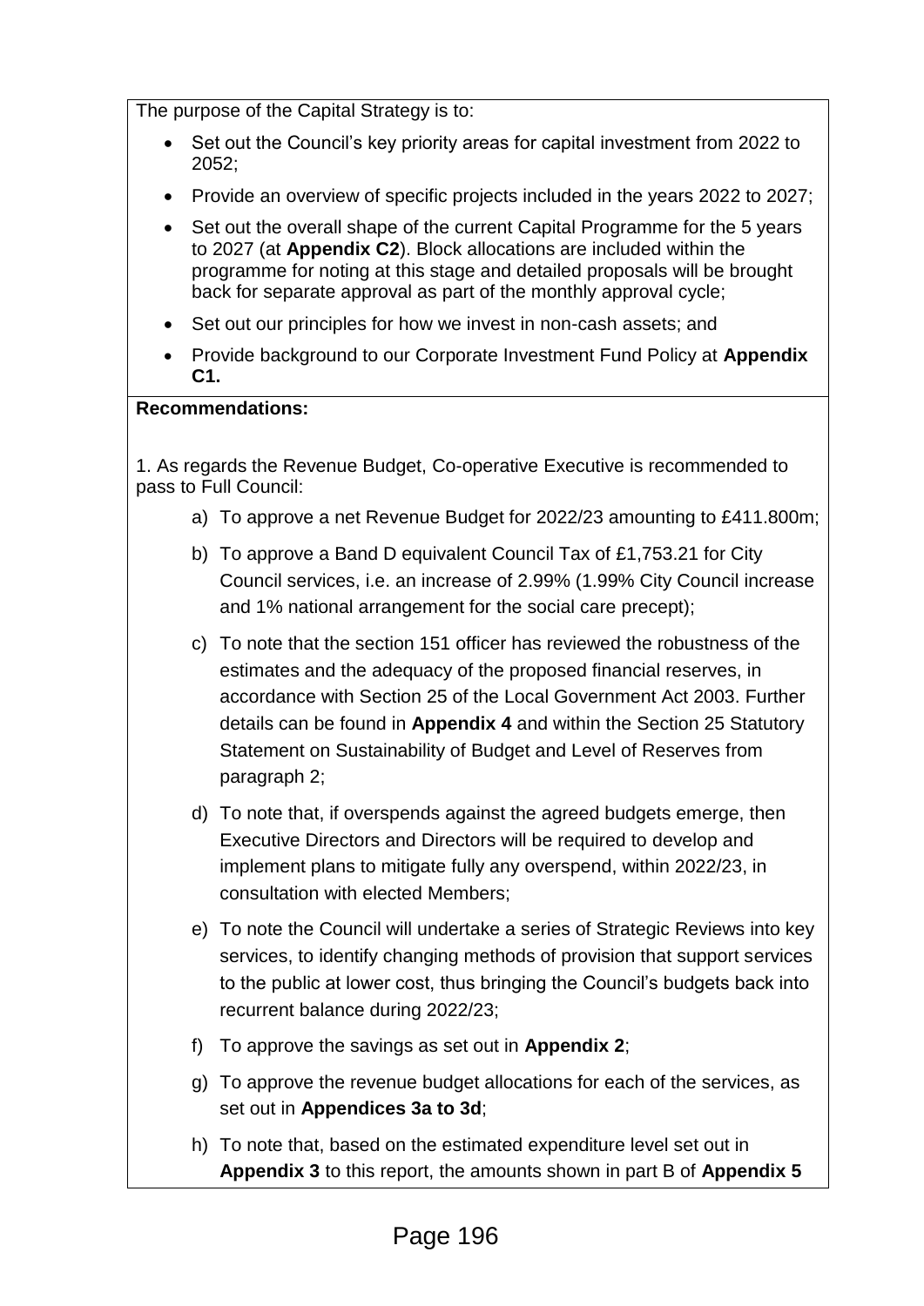The purpose of the Capital Strategy is to:

- Set out the Council's key priority areas for capital investment from 2022 to 2052;
- Provide an overview of specific projects included in the years 2022 to 2027;
- Set out the overall shape of the current Capital Programme for the 5 years to 2027 (at **Appendix C2**). Block allocations are included within the programme for noting at this stage and detailed proposals will be brought back for separate approval as part of the monthly approval cycle;
- Set out our principles for how we invest in non-cash assets; and
- Provide background to our Corporate Investment Fund Policy at **Appendix C1.**

**Recommendations:**

1. As regards the Revenue Budget, Co-operative Executive is recommended to pass to Full Council:

   a) To approve a net Revenue Budget for 2022/23 amounting to £411.800m;

   b) To approve a Band D equivalent Council Tax of £1,753.21 for City Council services, i.e. an increase of 2.99% (1.99% City Council increase and 1% national arrangement for the social care precept);

   c) To note that the section 151 officer has reviewed the robustness of the estimates and the adequacy of the proposed financial reserves, in accordance with Section 25 of the Local Government Act 2003. Further details can be found in **Appendix 4** and within the Section 25 Statutory Statement on Sustainability of Budget and Level of Reserves from paragraph 2;

   d) To note that, if overspends against the agreed budgets emerge, then Executive Directors and Directors will be required to develop and implement plans to mitigate fully any overspend, within 2022/23, in consultation with elected Members;

   e) To note the Council will undertake a series of Strategic Reviews into key services, to identify changing methods of provision that support services to the public at lower cost, thus bringing the Council's budgets back into recurrent balance during 2022/23;

   f) To approve the savings as set out in **Appendix 2**;

   g) To approve the revenue budget allocations for each of the services, as set out in **Appendices 3a to 3d**;

   h) To note that, based on the estimated expenditure level set out in **Appendix 3** to this report, the amounts shown in part B of **Appendix 5**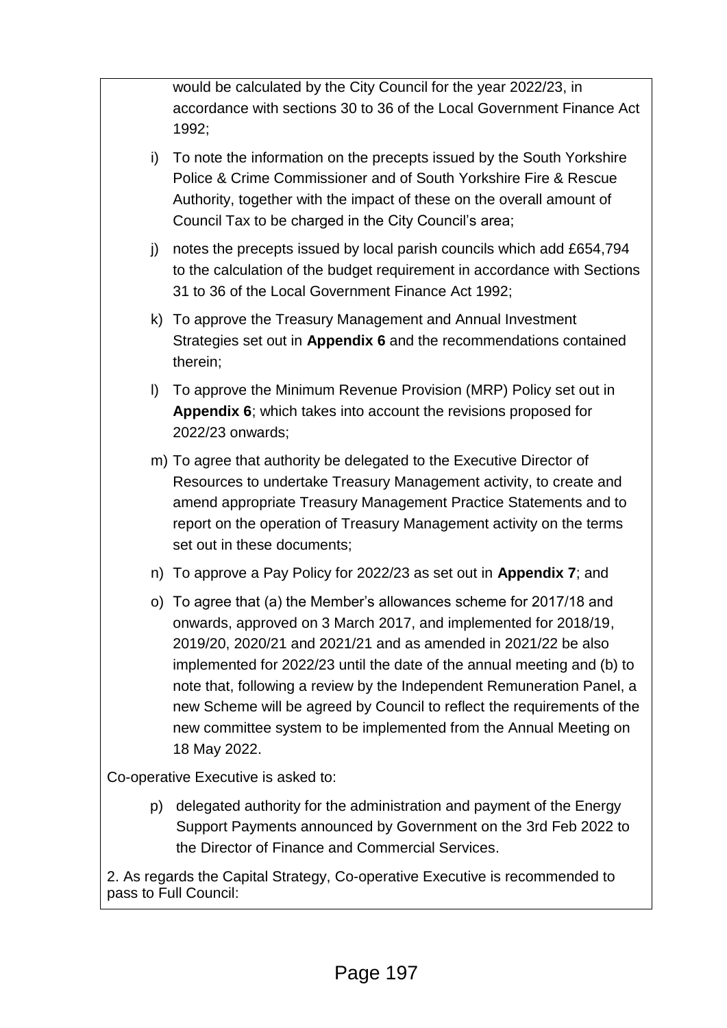would be calculated by the City Council for the year 2022/23, in accordance with sections 30 to 36 of the Local Government Finance Act 1992;

i) To note the information on the precepts issued by the South Yorkshire Police & Crime Commissioner and of South Yorkshire Fire & Rescue Authority, together with the impact of these on the overall amount of Council Tax to be charged in the City Council's area;

j) notes the precepts issued by local parish councils which add £654,794 to the calculation of the budget requirement in accordance with Sections 31 to 36 of the Local Government Finance Act 1992;

k) To approve the Treasury Management and Annual Investment Strategies set out in **Appendix 6** and the recommendations contained therein;

l) To approve the Minimum Revenue Provision (MRP) Policy set out in **Appendix 6**; which takes into account the revisions proposed for 2022/23 onwards;

m) To agree that authority be delegated to the Executive Director of Resources to undertake Treasury Management activity, to create and amend appropriate Treasury Management Practice Statements and to report on the operation of Treasury Management activity on the terms set out in these documents;

n) To approve a Pay Policy for 2022/23 as set out in **Appendix 7**; and

o) To agree that (a) the Member's allowances scheme for 2017/18 and onwards, approved on 3 March 2017, and implemented for 2018/19, 2019/20, 2020/21 and 2021/21 and as amended in 2021/22 be also implemented for 2022/23 until the date of the annual meeting and (b) to note that, following a review by the Independent Remuneration Panel, a new Scheme will be agreed by Council to reflect the requirements of the new committee system to be implemented from the Annual Meeting on 18 May 2022.

Co-operative Executive is asked to:

p) delegated authority for the administration and payment of the Energy Support Payments announced by Government on the 3rd Feb 2022 to the Director of Finance and Commercial Services.

2. As regards the Capital Strategy, Co-operative Executive is recommended to pass to Full Council: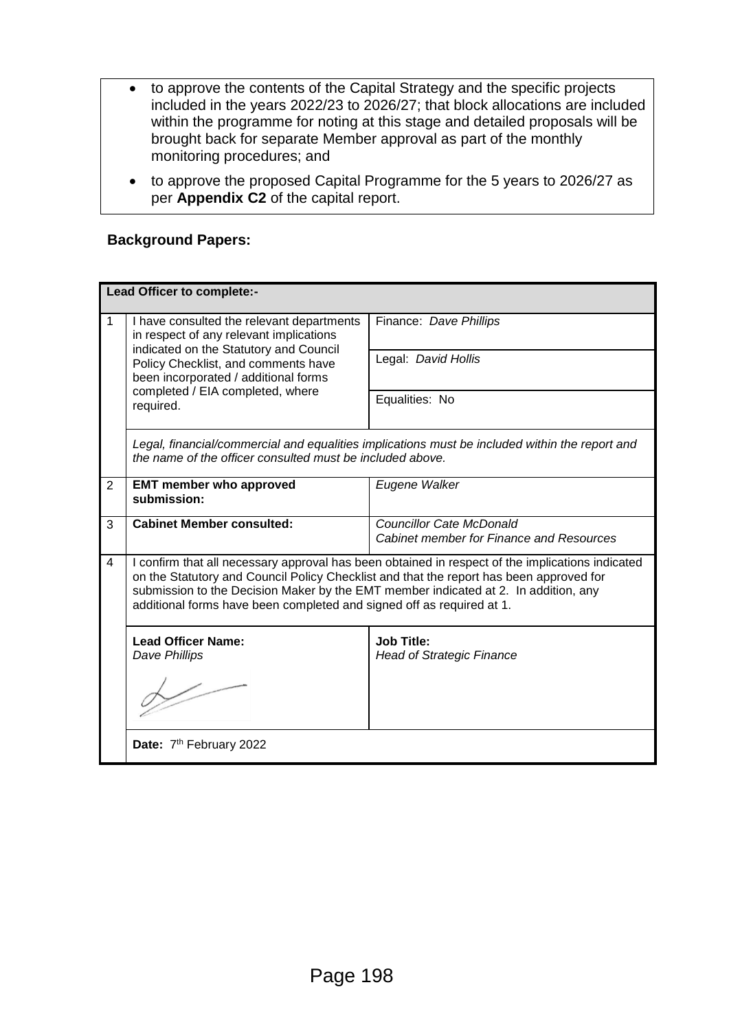- to approve the contents of the Capital Strategy and the specific projects included in the years 2022/23 to 2026/27; that block allocations are included within the programme for noting at this stage and detailed proposals will be brought back for separate Member approval as part of the monthly monitoring procedures; and
- to approve the proposed Capital Programme for the 5 years to 2026/27 as per **Appendix C2** of the capital report.

**Background Papers:**

| **Lead Officer to complete:-** | | |
|---|---|---|
| 1 | I have consulted the relevant departments in respect of any relevant implications indicated on the Statutory and Council Policy Checklist, and comments have been incorporated / additional forms completed / EIA completed, where required. | Finance: *Dave Phillips* |
| | | Legal: *David Hollis* |
| | | Equalities: No |
| | *Legal, financial/commercial and equalities implications must be included within the report and the name of the officer consulted must be included above.* | |
| 2 | **EMT member who approved submission:** | *Eugene Walker* |
| 3 | **Cabinet Member consulted:** | *Councillor Cate McDonald*<br>*Cabinet member for Finance and Resources* |
| 4 | I confirm that all necessary approval has been obtained in respect of the implications indicated on the Statutory and Council Policy Checklist and that the report has been approved for submission to the Decision Maker by the EMT member indicated at 2. In addition, any additional forms have been completed and signed off as required at 1. | |
| | **Lead Officer Name:**<br>*Dave Phillips* | **Job Title:**<br>*Head of Strategic Finance* |
| | **Date:** 7th February 2022 | |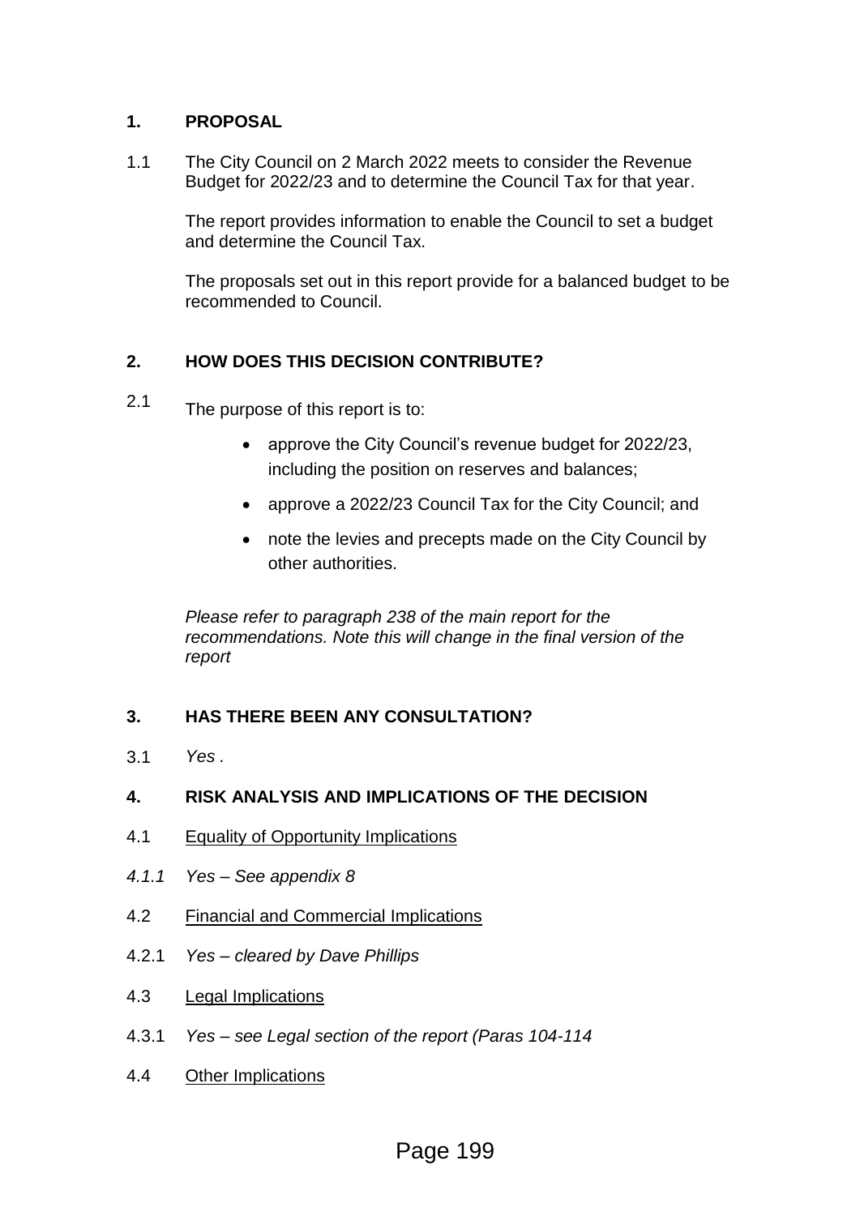## 1. PROPOSAL

1.1 The City Council on 2 March 2022 meets to consider the Revenue Budget for 2022/23 and to determine the Council Tax for that year.

The report provides information to enable the Council to set a budget and determine the Council Tax.

The proposals set out in this report provide for a balanced budget to be recommended to Council.

## 2. HOW DOES THIS DECISION CONTRIBUTE?

2.1 The purpose of this report is to:

- approve the City Council's revenue budget for 2022/23, including the position on reserves and balances;
- approve a 2022/23 Council Tax for the City Council; and
- note the levies and precepts made on the City Council by other authorities.

*Please refer to paragraph 238 of the main report for the recommendations. Note this will change in the final version of the report*

## 3. HAS THERE BEEN ANY CONSULTATION?

3.1 *Yes .*

## 4. RISK ANALYSIS AND IMPLICATIONS OF THE DECISION

4.1 Equality of Opportunity Implications

*4.1.1 Yes – See appendix 8*

4.2 Financial and Commercial Implications

4.2.1 *Yes – cleared by Dave Phillips*

4.3 Legal Implications

4.3.1 *Yes – see Legal section of the report (Paras 104-114*

4.4 Other Implications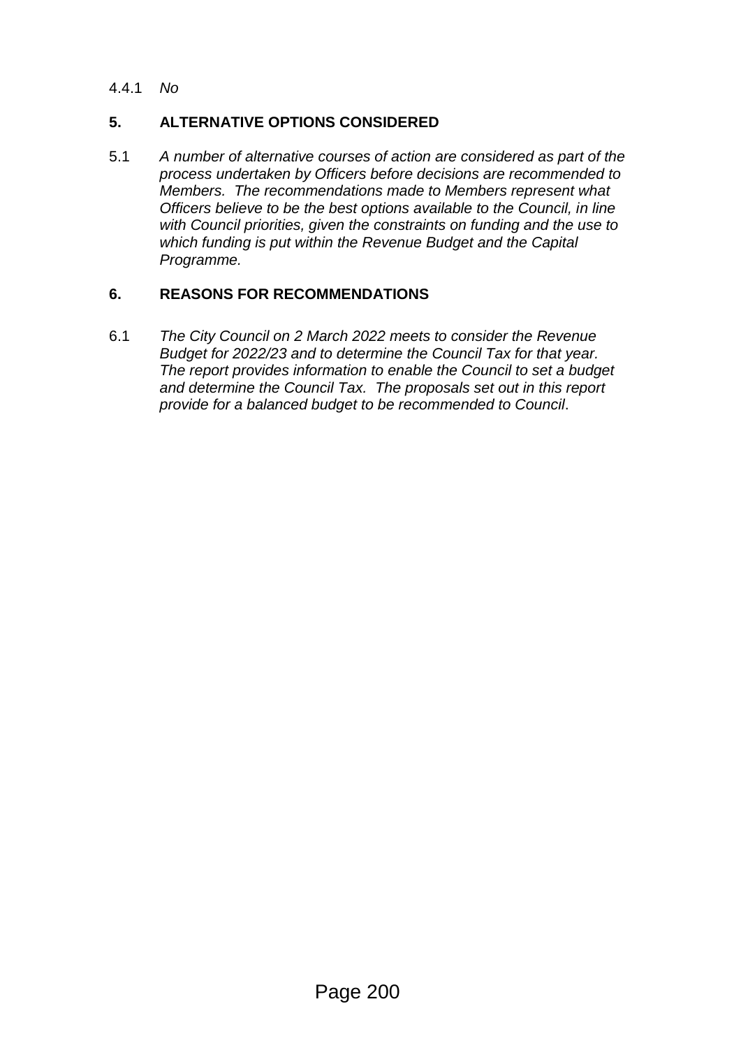4.4.1 *No*

## 5. ALTERNATIVE OPTIONS CONSIDERED

5.1 *A number of alternative courses of action are considered as part of the process undertaken by Officers before decisions are recommended to Members. The recommendations made to Members represent what Officers believe to be the best options available to the Council, in line with Council priorities, given the constraints on funding and the use to which funding is put within the Revenue Budget and the Capital Programme.*

## 6. REASONS FOR RECOMMENDATIONS

6.1 *The City Council on 2 March 2022 meets to consider the Revenue Budget for 2022/23 and to determine the Council Tax for that year. The report provides information to enable the Council to set a budget and determine the Council Tax. The proposals set out in this report provide for a balanced budget to be recommended to Council*.